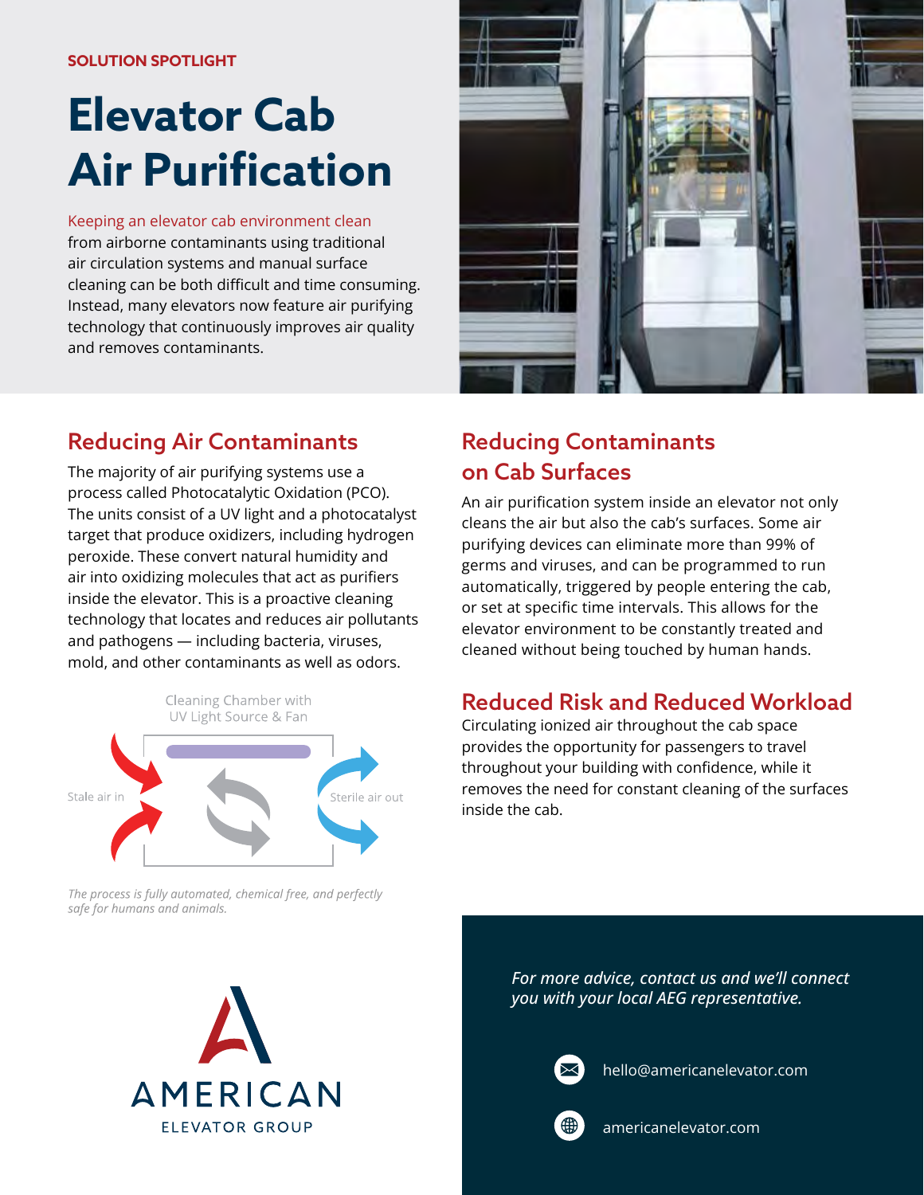SOLUTION SPOTLIGHT

# Elevator Cab Air Purification

Keeping an elevator cab environment clean from airborne contaminants using traditional air circulation systems and manual surface cleaning can be both difficult and time consuming. Instead, many elevators now feature air purifying technology that continuously improves air quality and removes contaminants.

## Reducing Air Contaminants

The majority of air purifying systems use a process called Photocatalytic Oxidation (PCO). The units consist of a UV light and a photocatalyst target that produce oxidizers, including hydrogen peroxide. These convert natural humidity and air into oxidizing molecules that act as purifiers inside the elevator. This is a proactive cleaning technology that locates and reduces air pollutants and pathogens — including bacteria, viruses, mold, and other contaminants as well as odors.

Cleaning Chamber with UV Light Source & Fan

Stale air in

Sterile air out

*The process is fully automated, chemical free, and perfectly safe for humans and animals.*

## Reducing Contaminants on Cab Surfaces

An air purification system inside an elevator not only cleans the air but also the cab's surfaces. Some air purifying devices can eliminate more than 99% of germs and viruses, and can be programmed to run automatically, triggered by people entering the cab, or set at specific time intervals. This allows for the elevator environment to be constantly treated and cleaned without being touched by human hands.

## Reduced Risk and Reduced Workload

Circulating ionized air throughout the cab space provides the opportunity for passengers to travel throughout your building with confidence, while it removes the need for constant cleaning of the surfaces inside the cab.

AMERICAN ELEVATOR GROUP

*For more advice, contact us and we'll connect you with your local AEG representative.*

hello@americanelevator.com

americanelevator.com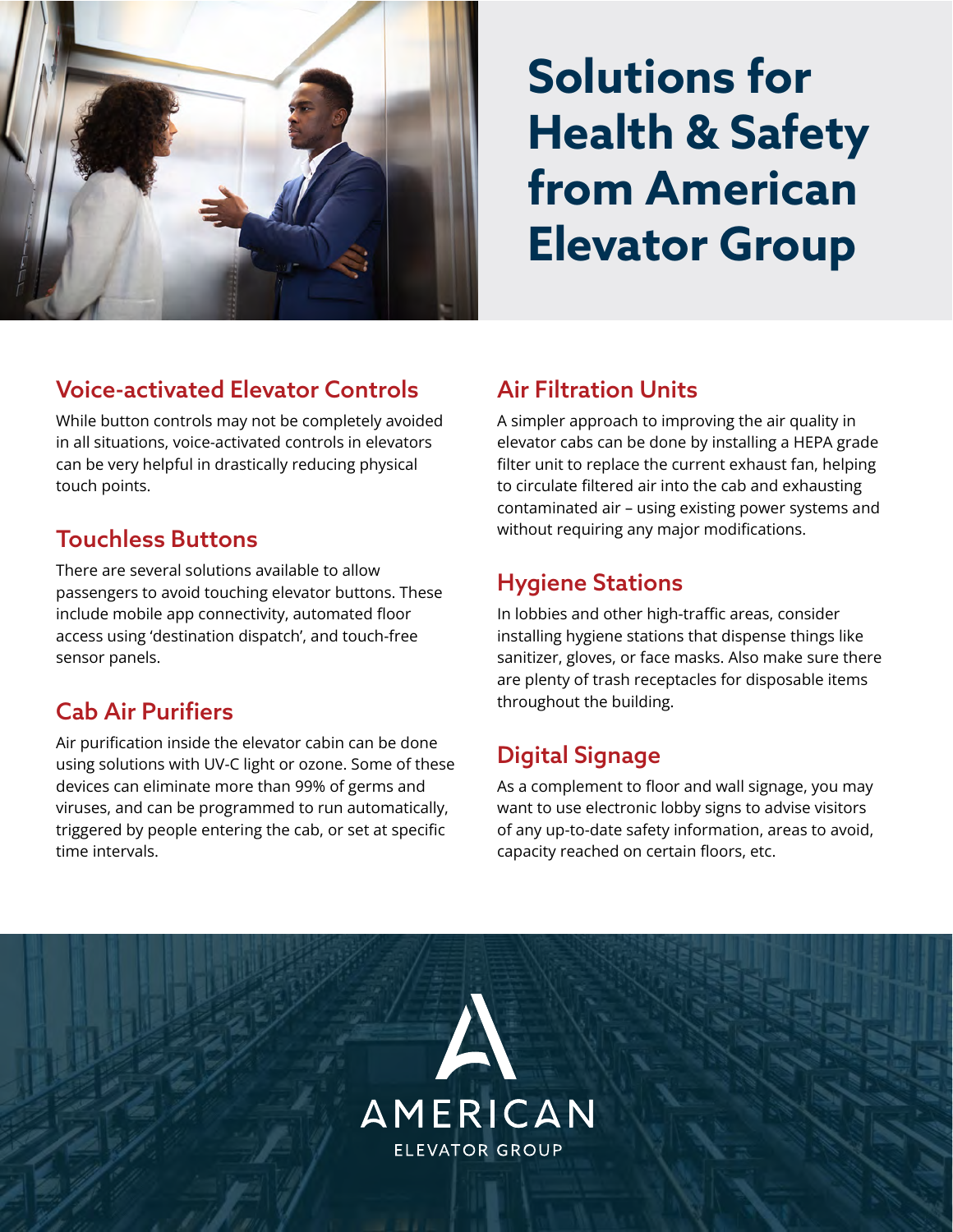# Solutions for Health & Safety from American Elevator Group

## Voice-activated Elevator Controls

While button controls may not be completely avoided in all situations, voice-activated controls in elevators can be very helpful in drastically reducing physical touch points.

## Touchless Buttons

There are several solutions available to allow passengers to avoid touching elevator buttons. These include mobile app connectivity, automated floor access using 'destination dispatch', and touch-free sensor panels.

## Cab Air Purifiers

Air purification inside the elevator cabin can be done using solutions with UV-C light or ozone. Some of these devices can eliminate more than 99% of germs and viruses, and can be programmed to run automatically, triggered by people entering the cab, or set at specific time intervals.

## Air Filtration Units

A simpler approach to improving the air quality in elevator cabs can be done by installing a HEPA grade filter unit to replace the current exhaust fan, helping to circulate filtered air into the cab and exhausting contaminated air – using existing power systems and without requiring any major modifications.

## Hygiene Stations

In lobbies and other high-traffic areas, consider installing hygiene stations that dispense things like sanitizer, gloves, or face masks. Also make sure there are plenty of trash receptacles for disposable items throughout the building.

## Digital Signage

As a complement to floor and wall signage, you may want to use electronic lobby signs to advise visitors of any up-to-date safety information, areas to avoid, capacity reached on certain floors, etc.

AMERICAN
ELEVATOR GROUP